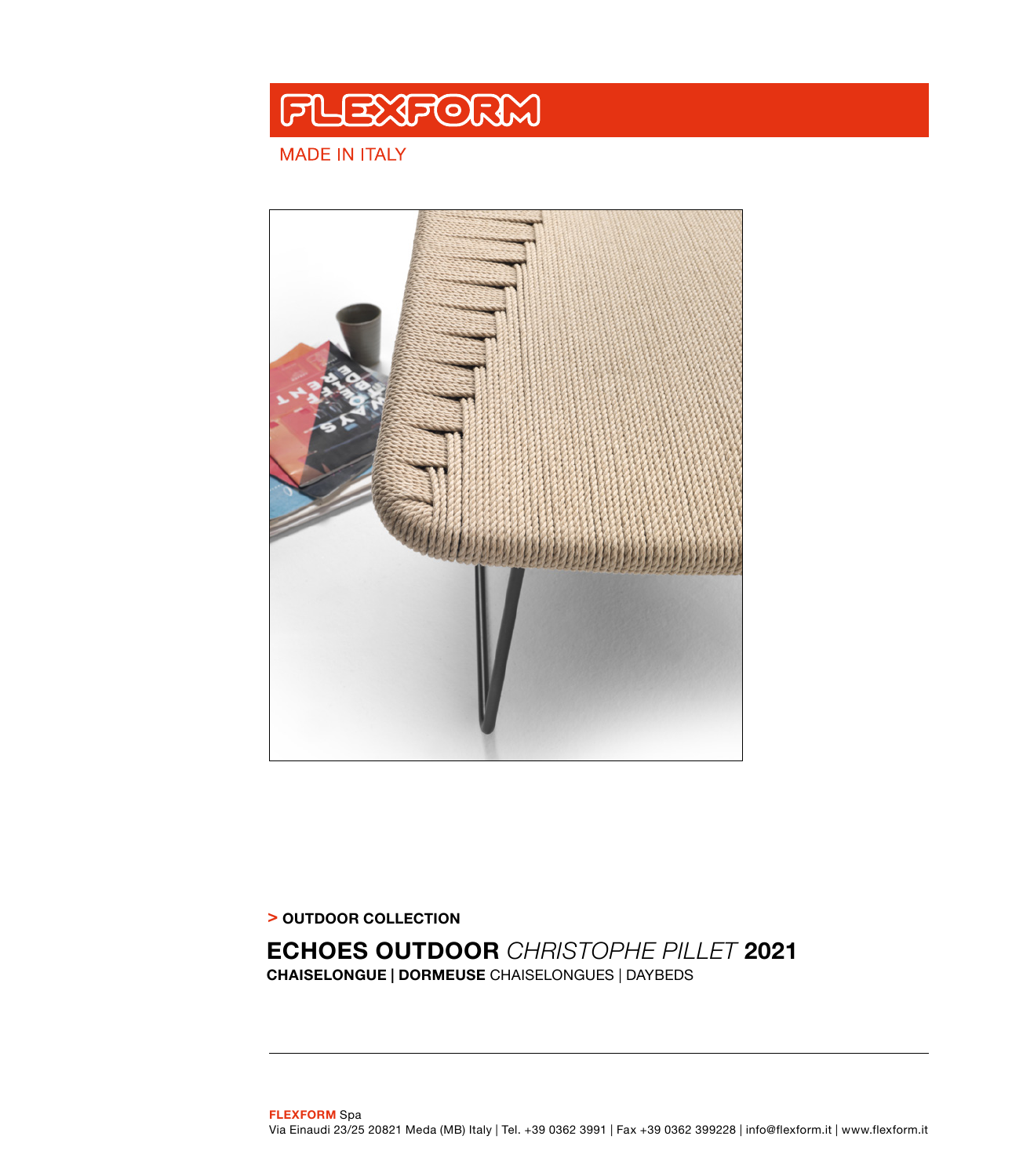# FLEXFORM

MADE IN ITALY

**> OUTDOOR COLLECTION**

## ECHOES OUTDOOR *CHRISTOPHE PILLET* 2021

**CHAISELONGUE | DORMEUSE** CHAISELONGUES | DAYBEDS

---

**FLEXFORM** Spa
Via Einaudi 23/25 20821 Meda (MB) Italy | Tel. +39 0362 3991 | Fax +39 0362 399228 | info@flexform.it | www.flexform.it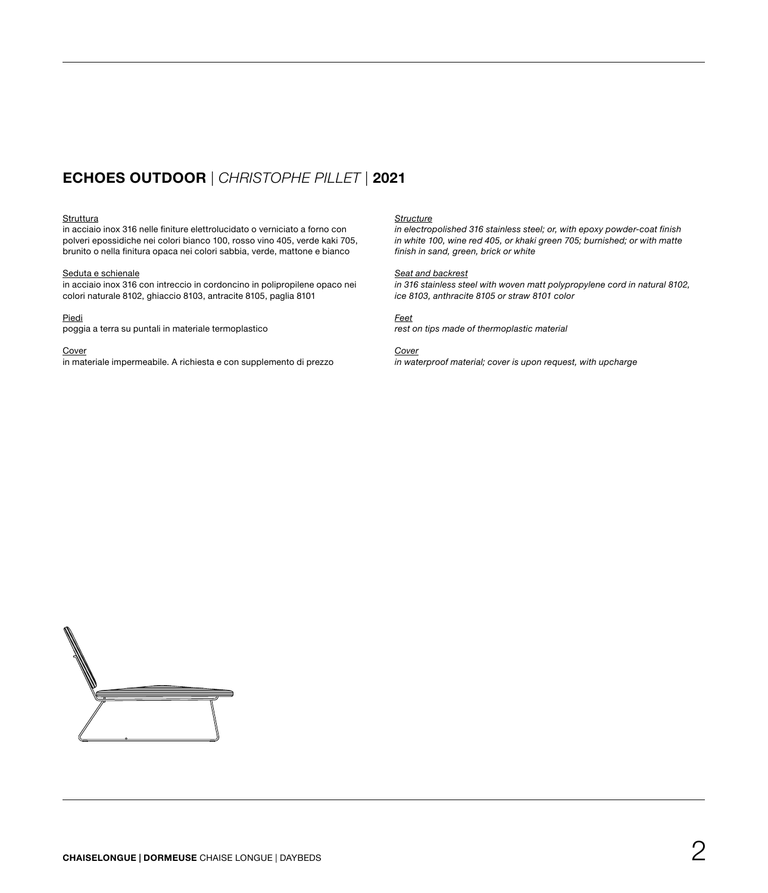## **ECHOES OUTDOOR** | *CHRISTOPHE PILLET* | **2021**

Struttura
in acciaio inox 316 nelle finiture elettrolucidato o verniciato a forno con polveri epossidiche nei colori bianco 100, rosso vino 405, verde kaki 705, brunito o nella finitura opaca nei colori sabbia, verde, mattone e bianco

Seduta e schienale
in acciaio inox 316 con intreccio in cordoncino in polipropilene opaco nei colori naturale 8102, ghiaccio 8103, antracite 8105, paglia 8101

Piedi
poggia a terra su puntali in materiale termoplastico

Cover
in materiale impermeabile. A richiesta e con supplemento di prezzo

*Structure*
*in electropolished 316 stainless steel; or, with epoxy powder-coat finish in white 100, wine red 405, or khaki green 705; burnished; or with matte finish in sand, green, brick or white*

*Seat and backrest*
*in 316 stainless steel with woven matt polypropylene cord in natural 8102, ice 8103, anthracite 8105 or straw 8101 color*

*Feet*
*rest on tips made of thermoplastic material*

*Cover*
*in waterproof material; cover is upon request, with upcharge*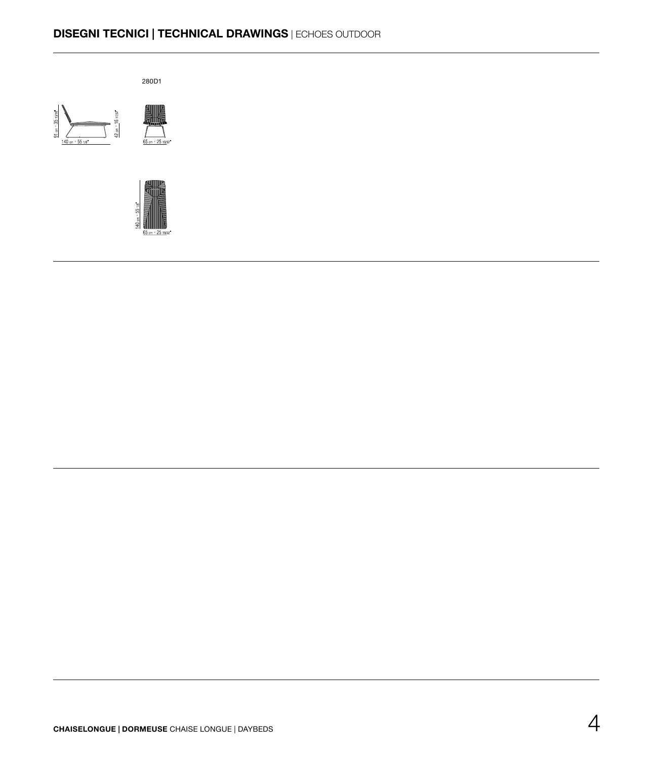## **DISEGNI TECNICI | TECHNICAL DRAWINGS** | ECHOES OUTDOOR

280D1

91 cm - 35 13/16"

42 cm - 16 17/32"

140 cm - 55 1/8"

65 cm - 25 19/32"

140 cm - 55 1/8"

65 cm - 25 19/32"

**CHAISELONGUE | DORMEUSE** CHAISE LONGUE | DAYBEDS